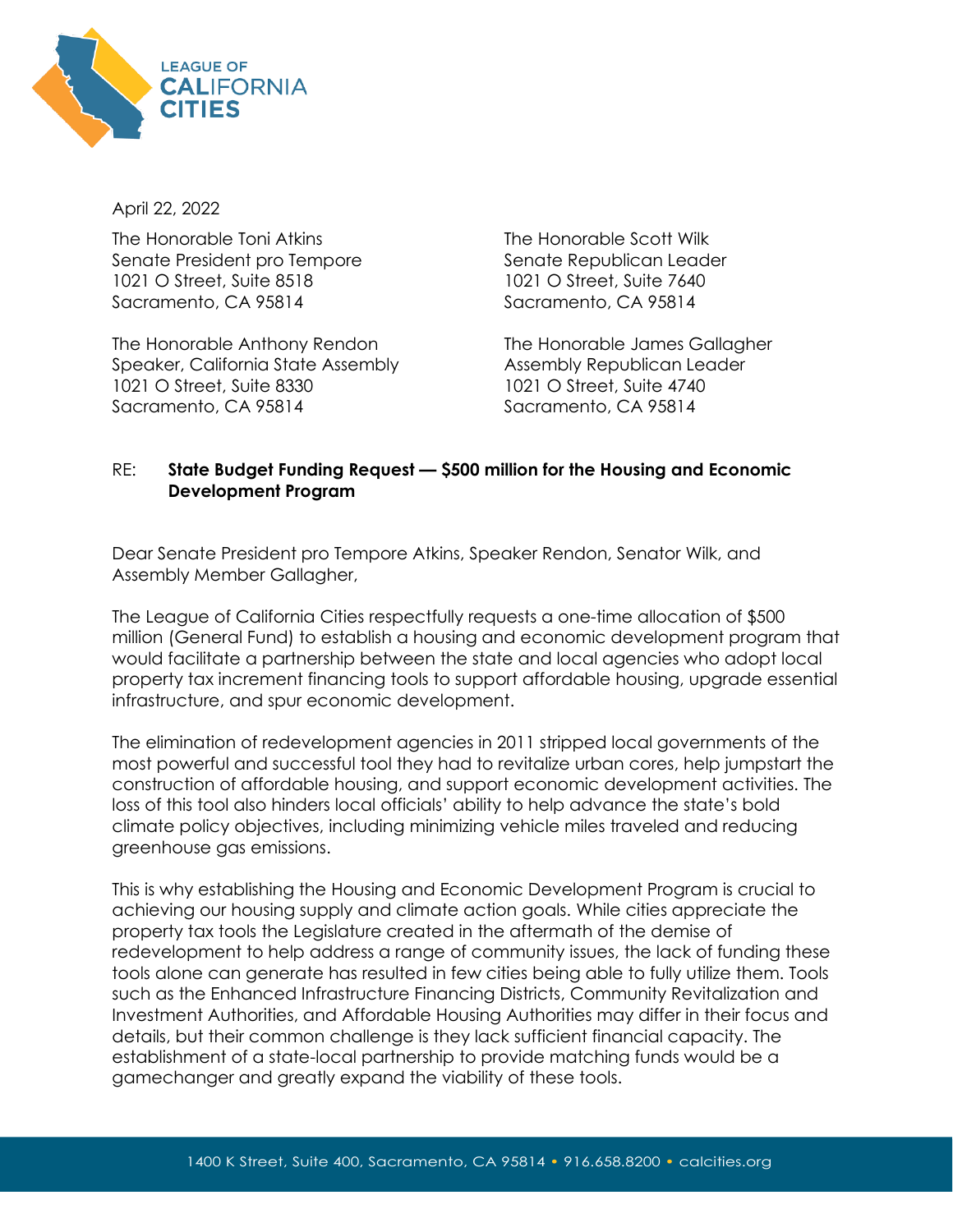LEAGUE OF CALIFORNIA CITIES

April 22, 2022

The Honorable Toni Atkins
Senate President pro Tempore
1021 O Street, Suite 8518
Sacramento, CA 95814

The Honorable Scott Wilk
Senate Republican Leader
1021 O Street, Suite 7640
Sacramento, CA 95814

The Honorable Anthony Rendon
Speaker, California State Assembly
1021 O Street, Suite 8330
Sacramento, CA 95814

The Honorable James Gallagher
Assembly Republican Leader
1021 O Street, Suite 4740
Sacramento, CA 95814

RE: **State Budget Funding Request — $500 million for the Housing and Economic Development Program**

Dear Senate President pro Tempore Atkins, Speaker Rendon, Senator Wilk, and Assembly Member Gallagher,

The League of California Cities respectfully requests a one-time allocation of $500 million (General Fund) to establish a housing and economic development program that would facilitate a partnership between the state and local agencies who adopt local property tax increment financing tools to support affordable housing, upgrade essential infrastructure, and spur economic development.

The elimination of redevelopment agencies in 2011 stripped local governments of the most powerful and successful tool they had to revitalize urban cores, help jumpstart the construction of affordable housing, and support economic development activities. The loss of this tool also hinders local officials' ability to help advance the state's bold climate policy objectives, including minimizing vehicle miles traveled and reducing greenhouse gas emissions.

This is why establishing the Housing and Economic Development Program is crucial to achieving our housing supply and climate action goals. While cities appreciate the property tax tools the Legislature created in the aftermath of the demise of redevelopment to help address a range of community issues, the lack of funding these tools alone can generate has resulted in few cities being able to fully utilize them. Tools such as the Enhanced Infrastructure Financing Districts, Community Revitalization and Investment Authorities, and Affordable Housing Authorities may differ in their focus and details, but their common challenge is they lack sufficient financial capacity. The establishment of a state-local partnership to provide matching funds would be a gamechanger and greatly expand the viability of these tools.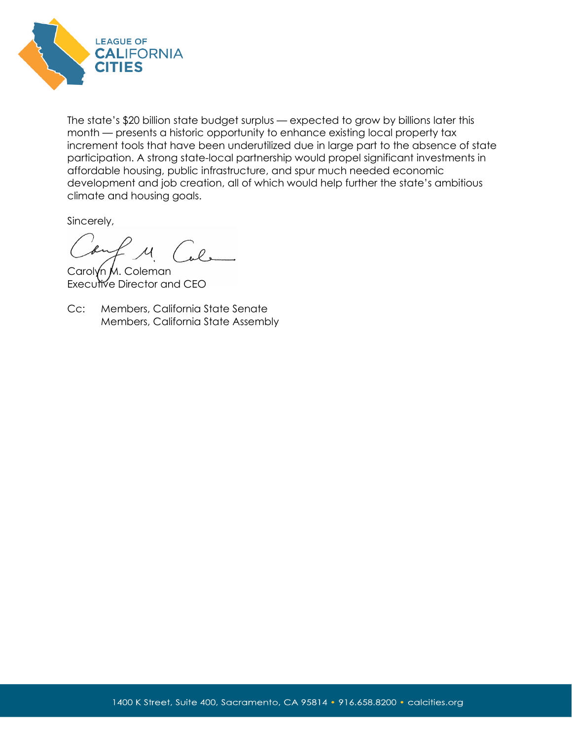The state's $20 billion state budget surplus — expected to grow by billions later this month — presents a historic opportunity to enhance existing local property tax increment tools that have been underutilized due in large part to the absence of state participation. A strong state-local partnership would propel significant investments in affordable housing, public infrastructure, and spur much needed economic development and job creation, all of which would help further the state's ambitious climate and housing goals.

Sincerely,

Carolyn M. Coleman
Executive Director and CEO

Cc: Members, California State Senate
Members, California State Assembly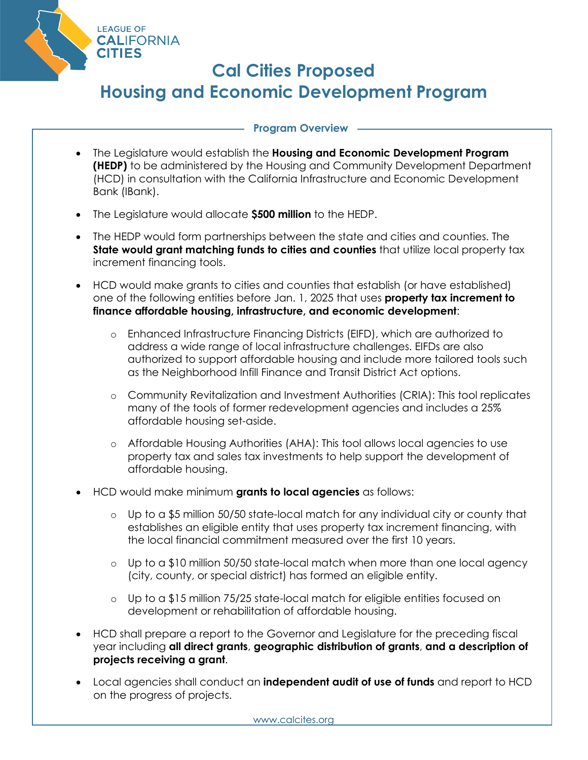LEAGUE OF CALIFORNIA CITIES

# Cal Cities Proposed Housing and Economic Development Program

## Program Overview

- The Legislature would establish the **Housing and Economic Development Program (HEDP)** to be administered by the Housing and Community Development Department (HCD) in consultation with the California Infrastructure and Economic Development Bank (IBank).
- The Legislature would allocate **$500 million** to the HEDP.
- The HEDP would form partnerships between the state and cities and counties. The **State would grant matching funds to cities and counties** that utilize local property tax increment financing tools.
- HCD would make grants to cities and counties that establish (or have established) one of the following entities before Jan. 1, 2025 that uses **property tax increment to finance affordable housing, infrastructure, and economic development**:
  - Enhanced Infrastructure Financing Districts (EIFD), which are authorized to address a wide range of local infrastructure challenges. EIFDs are also authorized to support affordable housing and include more tailored tools such as the Neighborhood Infill Finance and Transit District Act options.
  - Community Revitalization and Investment Authorities (CRIA): This tool replicates many of the tools of former redevelopment agencies and includes a 25% affordable housing set-aside.
  - Affordable Housing Authorities (AHA): This tool allows local agencies to use property tax and sales tax investments to help support the development of affordable housing.
- HCD would make minimum **grants to local agencies** as follows:
  - Up to a $5 million 50/50 state-local match for any individual city or county that establishes an eligible entity that uses property tax increment financing, with the local financial commitment measured over the first 10 years.
  - Up to a $10 million 50/50 state-local match when more than one local agency (city, county, or special district) has formed an eligible entity.
  - Up to a $15 million 75/25 state-local match for eligible entities focused on development or rehabilitation of affordable housing.
- HCD shall prepare a report to the Governor and Legislature for the preceding fiscal year including **all direct grants**, **geographic distribution of grants**, **and a description of projects receiving a grant**.
- Local agencies shall conduct an **independent audit of use of funds** and report to HCD on the progress of projects.

www.calcities.org